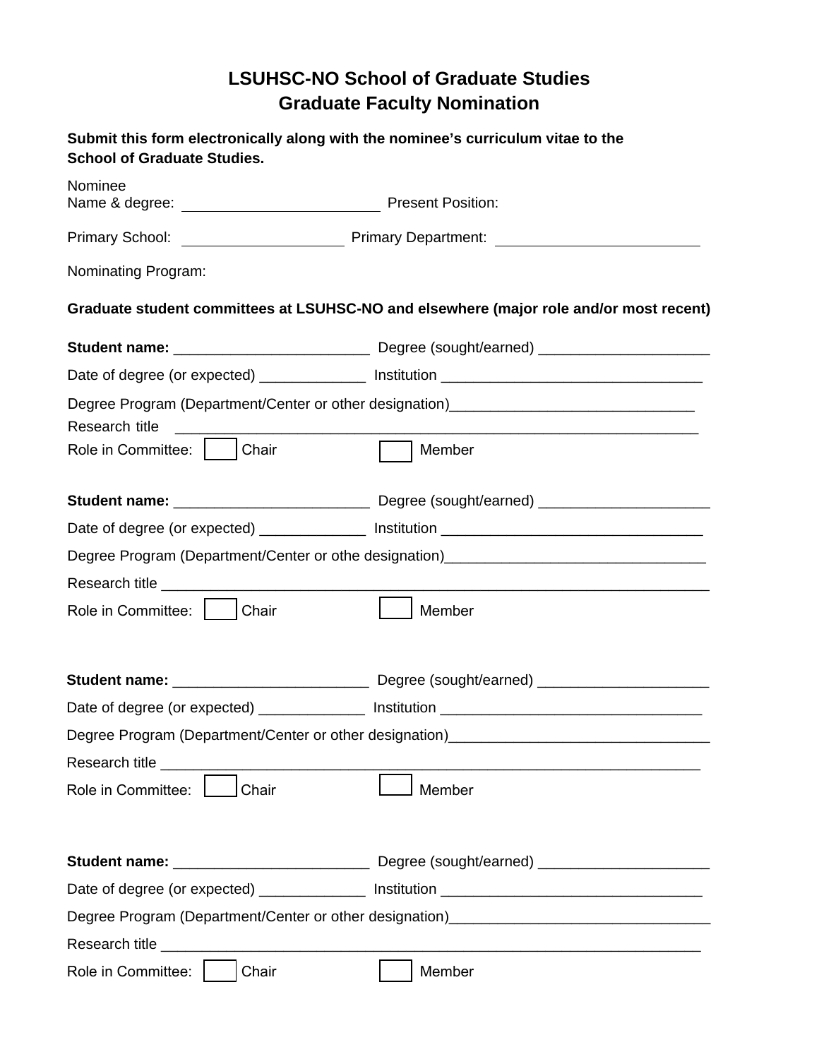# LSUHSC-NO School of Graduate Studies
# Graduate Faculty Nomination

**Submit this form electronically along with the nominee's curriculum vitae to the School of Graduate Studies.**

Nominee
Name & degree: ________________________ Present Position:

Primary School: ____________________ Primary Department: __________________________

Nominating Program:

**Graduate student committees at LSUHSC-NO and elsewhere (major role and/or most recent)**

**Student name:** ________________________ Degree (sought/earned) _____________________

Date of degree (or expected) _____________ Institution ________________________________

Degree Program (Department/Center or other designation)______________________________

Research title __________________________________________________________________

Role in Committee: ☐ Chair ☐ Member

**Student name:** ________________________ Degree (sought/earned) _____________________

Date of degree (or expected) _____________ Institution ________________________________

Degree Program (Department/Center or othe designation)_______________________________

Research title ____________________________________________________________________

Role in Committee: ☐ Chair ☐ Member

**Student name:** ________________________ Degree (sought/earned) _____________________

Date of degree (or expected) _____________ Institution ________________________________

Degree Program (Department/Center or other designation)_______________________________

Research title ___________________________________________________________________

Role in Committee: ☐ Chair ☐ Member

**Student name:** ________________________ Degree (sought/earned) _____________________

Date of degree (or expected) _____________ Institution ________________________________

Degree Program (Department/Center or other designation)_______________________________

Research title ___________________________________________________________________

Role in Committee: ☐ Chair ☐ Member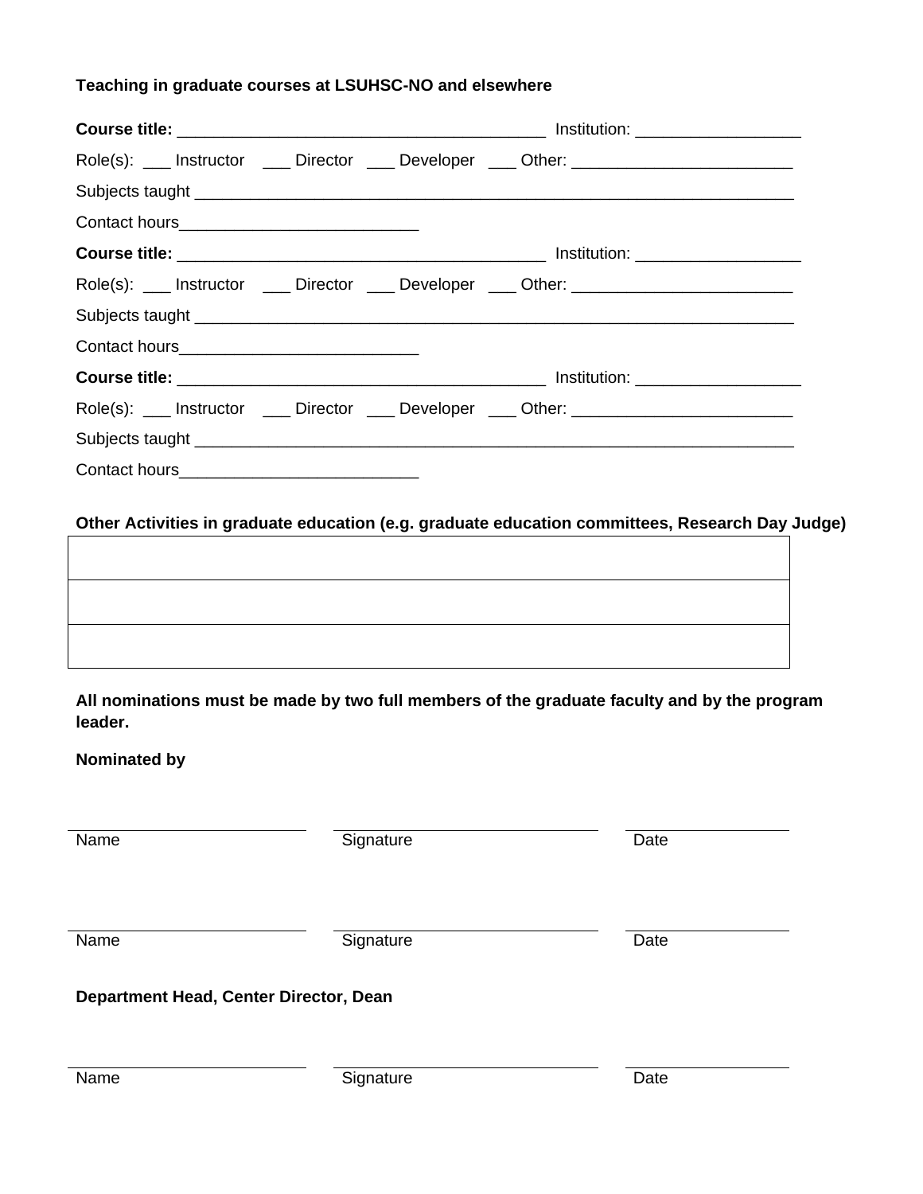**Teaching in graduate courses at LSUHSC-NO and elsewhere**

**Course title:** ________________________________________ Institution: __________________

Role(s): ___ Instructor ___ Director ___ Developer ___ Other: ________________________

Subjects taught ___________________________________________________________________

Contact hours__________________________

**Course title:** ________________________________________ Institution: __________________

Role(s): ___ Instructor ___ Director ___ Developer ___ Other: ________________________

Subjects taught ___________________________________________________________________

Contact hours__________________________

**Course title:** ________________________________________ Institution: __________________

Role(s): ___ Instructor ___ Director ___ Developer ___ Other: ________________________

Subjects taught ___________________________________________________________________

Contact hours__________________________

**Other Activities in graduate education (e.g. graduate education committees, Research Day Judge)**

| |
|---|
| |
| |
| |

**All nominations must be made by two full members of the graduate faculty and by the program leader.**

**Nominated by**

| Name | Signature | Date |
|---|---|---|
| | | |

| Name | Signature | Date |
|---|---|---|
| | | |

**Department Head, Center Director, Dean**

| Name | Signature | Date |
|---|---|---|
| | | |